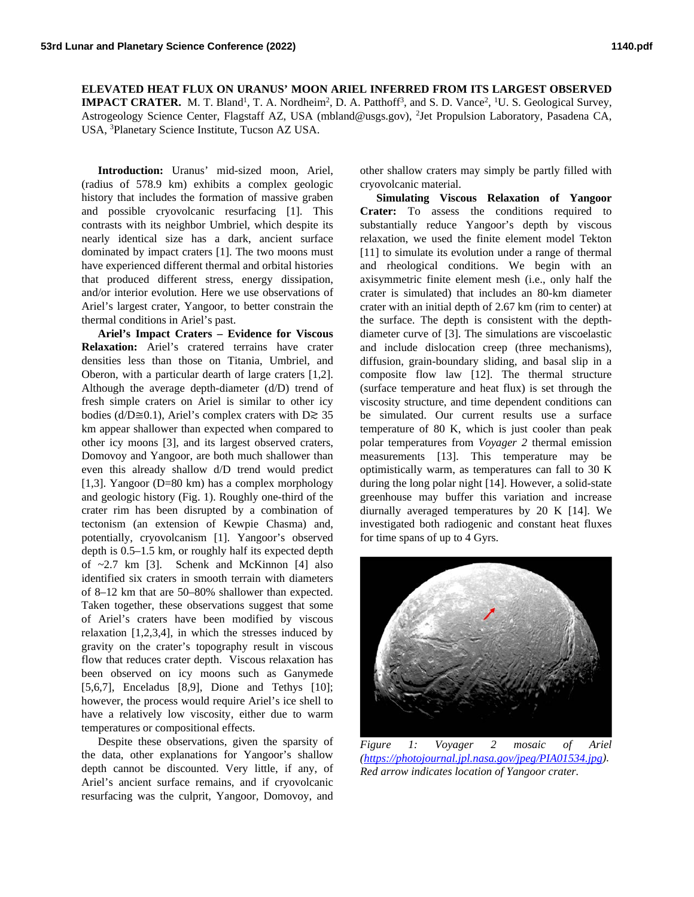**ELEVATED HEAT FLUX ON URANUS' MOON ARIEL INFERRED FROM ITS LARGEST OBSERVED IMPACT CRATER.** M. T. Bland[1], T. A. Nordheim[2], D. A. Patthoff[3], and S. D. Vance[2], [1]U. S. Geological Survey, Astrogeology Science Center, Flagstaff AZ, USA (mbland@usgs.gov), [2]Jet Propulsion Laboratory, Pasadena CA, USA, [3]Planetary Science Institute, Tucson AZ USA.

**Introduction:** Uranus' mid-sized moon, Ariel, (radius of 578.9 km) exhibits a complex geologic history that includes the formation of massive graben and possible cryovolcanic resurfacing [1]. This contrasts with its neighbor Umbriel, which despite its nearly identical size has a dark, ancient surface dominated by impact craters [1]. The two moons must have experienced different thermal and orbital histories that produced different stress, energy dissipation, and/or interior evolution. Here we use observations of Ariel's largest crater, Yangoor, to better constrain the thermal conditions in Ariel's past.

**Ariel's Impact Craters – Evidence for Viscous Relaxation:** Ariel's cratered terrains have crater densities less than those on Titania, Umbriel, and Oberon, with a particular dearth of large craters [1,2]. Although the average depth-diameter (d/D) trend of fresh simple craters on Ariel is similar to other icy bodies (d/D≅0.1), Ariel's complex craters with D≳ 35 km appear shallower than expected when compared to other icy moons [3], and its largest observed craters, Domovoy and Yangoor, are both much shallower than even this already shallow d/D trend would predict [1,3]. Yangoor (D=80 km) has a complex morphology and geologic history (Fig. 1). Roughly one-third of the crater rim has been disrupted by a combination of tectonism (an extension of Kewpie Chasma) and, potentially, cryovolcanism [1]. Yangoor's observed depth is 0.5–1.5 km, or roughly half its expected depth of ~2.7 km [3]. Schenk and McKinnon [4] also identified six craters in smooth terrain with diameters of 8–12 km that are 50–80% shallower than expected. Taken together, these observations suggest that some of Ariel's craters have been modified by viscous relaxation [1,2,3,4], in which the stresses induced by gravity on the crater's topography result in viscous flow that reduces crater depth. Viscous relaxation has been observed on icy moons such as Ganymede [5,6,7], Enceladus [8,9], Dione and Tethys [10]; however, the process would require Ariel's ice shell to have a relatively low viscosity, either due to warm temperatures or compositional effects.

Despite these observations, given the sparsity of the data, other explanations for Yangoor's shallow depth cannot be discounted. Very little, if any, of Ariel's ancient surface remains, and if cryovolcanic resurfacing was the culprit, Yangoor, Domovoy, and other shallow craters may simply be partly filled with cryovolcanic material.

**Simulating Viscous Relaxation of Yangoor Crater:** To assess the conditions required to substantially reduce Yangoor's depth by viscous relaxation, we used the finite element model Tekton [11] to simulate its evolution under a range of thermal and rheological conditions. We begin with an axisymmetric finite element mesh (i.e., only half the crater is simulated) that includes an 80-km diameter crater with an initial depth of 2.67 km (rim to center) at the surface. The depth is consistent with the depth-diameter curve of [3]. The simulations are viscoelastic and include dislocation creep (three mechanisms), diffusion, grain-boundary sliding, and basal slip in a composite flow law [12]. The thermal structure (surface temperature and heat flux) is set through the viscosity structure, and time dependent conditions can be simulated. Our current results use a surface temperature of 80 K, which is just cooler than peak polar temperatures from *Voyager 2* thermal emission measurements [13]. This temperature may be optimistically warm, as temperatures can fall to 30 K during the long polar night [14]. However, a solid-state greenhouse may buffer this variation and increase diurnally averaged temperatures by 20 K [14]. We investigated both radiogenic and constant heat fluxes for time spans of up to 4 Gyrs.

*Figure 1: Voyager 2 mosaic of Ariel (https://photojournal.jpl.nasa.gov/jpeg/PIA01534.jpg). Red arrow indicates location of Yangoor crater.*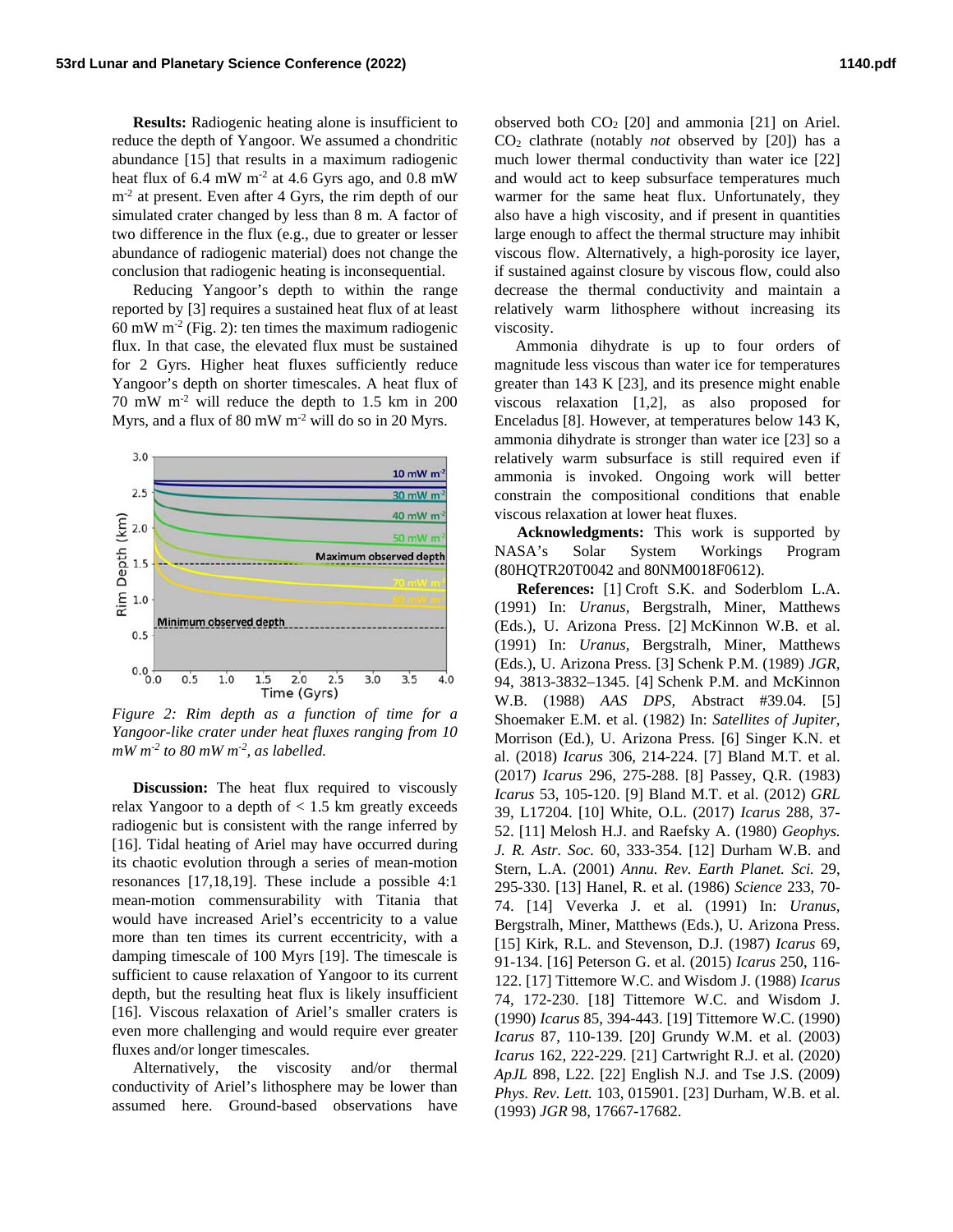**Results:** Radiogenic heating alone is insufficient to reduce the depth of Yangoor. We assumed a chondritic abundance [15] that results in a maximum radiogenic heat flux of 6.4 mW m$^{-2}$ at 4.6 Gyrs ago, and 0.8 mW m$^{-2}$ at present. Even after 4 Gyrs, the rim depth of our simulated crater changed by less than 8 m. A factor of two difference in the flux (e.g., due to greater or lesser abundance of radiogenic material) does not change the conclusion that radiogenic heating is inconsequential.

Reducing Yangoor's depth to within the range reported by [3] requires a sustained heat flux of at least 60 mW m$^{-2}$ (Fig. 2): ten times the maximum radiogenic flux. In that case, the elevated flux must be sustained for 2 Gyrs. Higher heat fluxes sufficiently reduce Yangoor's depth on shorter timescales. A heat flux of 70 mW m$^{-2}$ will reduce the depth to 1.5 km in 200 Myrs, and a flux of 80 mW m$^{-2}$ will do so in 20 Myrs.

Rim Depth (km)
3.0
2.5
2.0
1.5
1.0
0.5
0.0
Time (Gyrs)
0.0 0.5 1.0 1.5 2.0 2.5 3.0 3.5 4.0
10 mW m$^{-2}$
30 mW m$^{-2}$
40 mW m$^{-2}$
50 mW m$^{-2}$
Maximum observed depth
70 mW m$^{-2}$
80 mW m$^{-2}$
Minimum observed depth

*Figure 2: Rim depth as a function of time for a Yangoor-like crater under heat fluxes ranging from 10 mW m$^{-2}$ to 80 mW m$^{-2}$, as labelled.*

**Discussion:** The heat flux required to viscously relax Yangoor to a depth of < 1.5 km greatly exceeds radiogenic but is consistent with the range inferred by [16]. Tidal heating of Ariel may have occurred during its chaotic evolution through a series of mean-motion resonances [17,18,19]. These include a possible 4:1 mean-motion commensurability with Titania that would have increased Ariel's eccentricity to a value more than ten times its current eccentricity, with a damping timescale of 100 Myrs [19]. The timescale is sufficient to cause relaxation of Yangoor to its current depth, but the resulting heat flux is likely insufficient [16]. Viscous relaxation of Ariel's smaller craters is even more challenging and would require ever greater fluxes and/or longer timescales.

Alternatively, the viscosity and/or thermal conductivity of Ariel's lithosphere may be lower than assumed here. Ground-based observations have observed both $CO_2$ [20] and ammonia [21] on Ariel. $CO_2$ clathrate (notably *not* observed by [20]) has a much lower thermal conductivity than water ice [22] and would act to keep subsurface temperatures much warmer for the same heat flux. Unfortunately, they also have a high viscosity, and if present in quantities large enough to affect the thermal structure may inhibit viscous flow. Alternatively, a high-porosity ice layer, if sustained against closure by viscous flow, could also decrease the thermal conductivity and maintain a relatively warm lithosphere without increasing its viscosity.

Ammonia dihydrate is up to four orders of magnitude less viscous than water ice for temperatures greater than 143 K [23], and its presence might enable viscous relaxation [1,2], as also proposed for Enceladus [8]. However, at temperatures below 143 K, ammonia dihydrate is stronger than water ice [23] so a relatively warm subsurface is still required even if ammonia is invoked. Ongoing work will better constrain the compositional conditions that enable viscous relaxation at lower heat fluxes.

**Acknowledgments:** This work is supported by NASA's Solar System Workings Program (80HQTR20T0042 and 80NM0018F0612).

**References:** [1] Croft S.K. and Soderblom L.A. (1991) In: *Uranus,* Bergstralh, Miner, Matthews (Eds.), U. Arizona Press. [2] McKinnon W.B. et al. (1991) In: *Uranus,* Bergstralh, Miner, Matthews (Eds.), U. Arizona Press. [3] Schenk P.M. (1989) *JGR,* 94, 3813-3832–1345. [4] Schenk P.M. and McKinnon W.B. (1988) *AAS DPS,* Abstract #39.04. [5] Shoemaker E.M. et al. (1982) In: *Satellites of Jupiter*, Morrison (Ed.), U. Arizona Press. [6] Singer K.N. et al. (2018) *Icarus* 306, 214-224. [7] Bland M.T. et al. (2017) *Icarus* 296, 275-288. [8] Passey, Q.R. (1983) *Icarus* 53, 105-120. [9] Bland M.T. et al. (2012) *GRL* 39, L17204. [10] White, O.L. (2017) *Icarus* 288, 37-52. [11] Melosh H.J. and Raefsky A. (1980) *Geophys. J. R. Astr. Soc.* 60, 333-354. [12] Durham W.B. and Stern, L.A. (2001) *Annu. Rev. Earth Planet. Sci.* 29, 295-330. [13] Hanel, R. et al. (1986) *Science* 233, 70-74. [14] Veverka J. et al. (1991) In: *Uranus,* Bergstralh, Miner, Matthews (Eds.), U. Arizona Press. [15] Kirk, R.L. and Stevenson, D.J. (1987) *Icarus* 69, 91-134. [16] Peterson G. et al. (2015) *Icarus* 250, 116-122. [17] Tittemore W.C. and Wisdom J. (1988) *Icarus* 74, 172-230. [18] Tittemore W.C. and Wisdom J. (1990) *Icarus* 85, 394-443. [19] Tittemore W.C. (1990) *Icarus* 87, 110-139. [20] Grundy W.M. et al. (2003) *Icarus* 162, 222-229. [21] Cartwright R.J. et al. (2020) *ApJL* 898, L22. [22] English N.J. and Tse J.S. (2009) *Phys. Rev. Lett.* 103, 015901. [23] Durham, W.B. et al. (1993) *JGR* 98, 17667-17682.